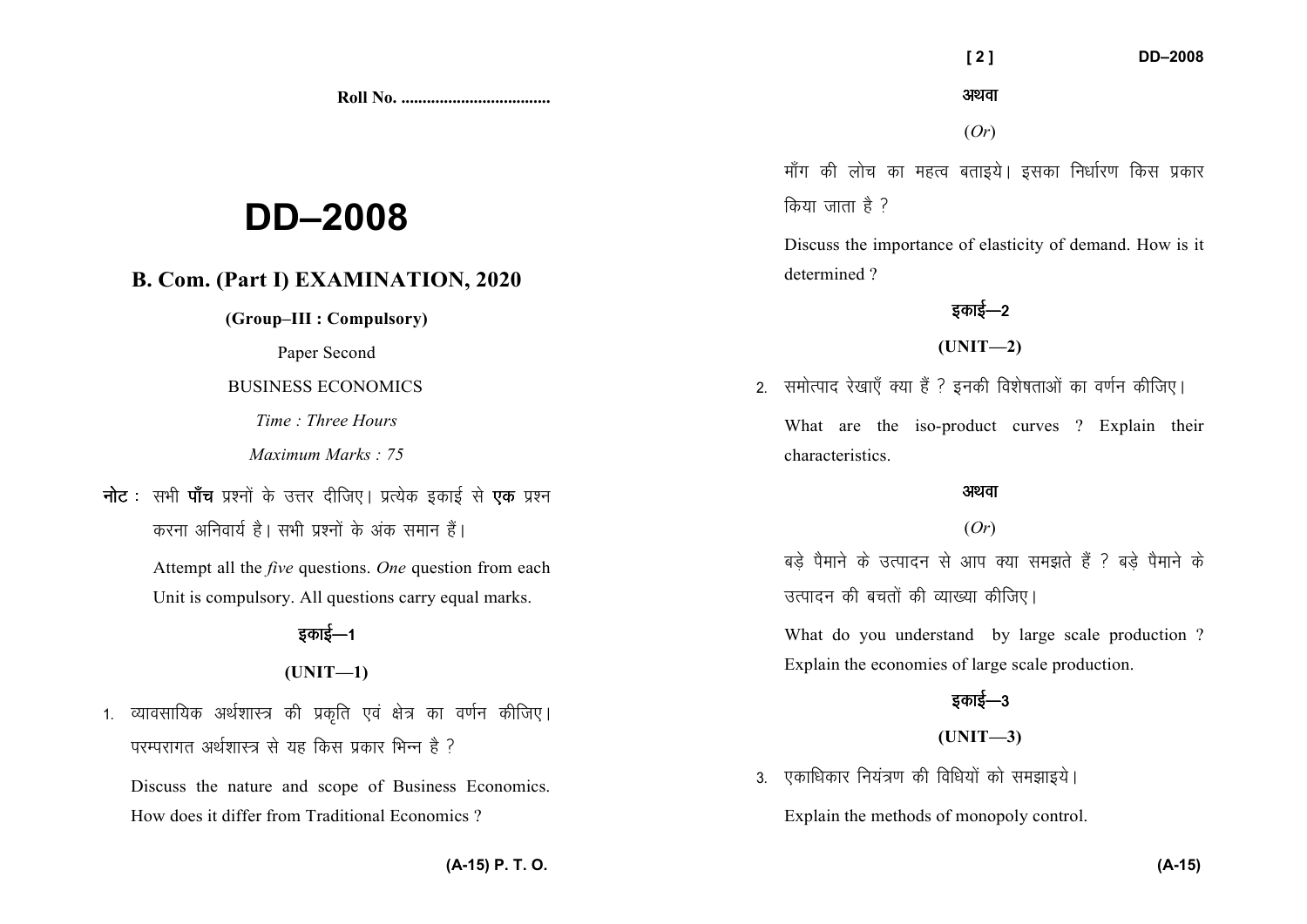Roll No. ..................................

# DD–2008

## B. Com. (Part I) EXAMINATION, 2020

**(Group–III : Compulsory)**

Paper Second

BUSINESS ECONOMICS

*Time : Three Hours*

*Maximum Marks : 75*

**नोट :** सभी **पाँच** प्रश्नों के उत्तर दीजिए। प्रत्येक इकाई से **एक** प्रश्न करना अनिवार्य है। सभी प्रश्नों के अंक समान हैं।

Attempt all the *five* questions. *One* question from each Unit is compulsory. All questions carry equal marks.

### इकाई—1

### (UNIT—1)

1. व्यावसायिक अर्थशास्त्र की प्रकृति एवं क्षेत्र का वर्णन कीजिए। परम्परागत अर्थशास्त्र से यह किस प्रकार भिन्न है ?

   Discuss the nature and scope of Business Economics. How does it differ from Traditional Economics ?

   अथवा

   (*Or*)

   माँग की लोच का महत्व बताइये। इसका निर्धारण किस प्रकार किया जाता है ?

   Discuss the importance of elasticity of demand. How is it determined ?

### इकाई—2

### (UNIT—2)

2. समोत्पाद रेखाएँ क्या हैं ? इनकी विशेषताओं का वर्णन कीजिए।

   What are the iso-product curves ? Explain their characteristics.

   अथवा

   (*Or*)

   बड़े पैमाने के उत्पादन से आप क्या समझते हैं ? बड़े पैमाने के उत्पादन की बचतों की व्याख्या कीजिए।

   What do you understand by large scale production ? Explain the economies of large scale production.

### इकाई—3

### (UNIT—3)

3. एकाधिकार नियंत्रण की विधियों को समझाइये।

   Explain the methods of monopoly control.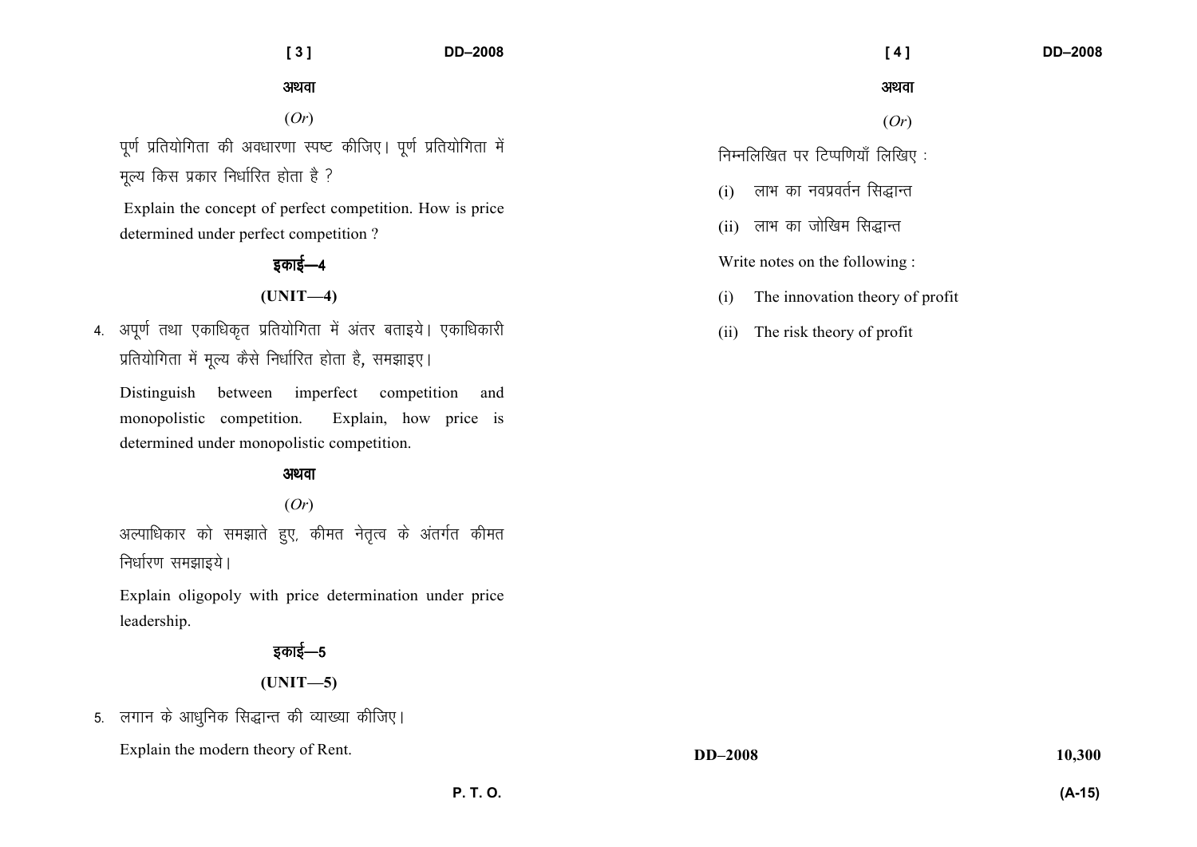अथवा

(*Or*)

पूर्ण प्रतियोगिता की अवधारणा स्पष्ट कीजिए। पूर्ण प्रतियोगिता में मूल्य किस प्रकार निर्धारित होता है ?

Explain the concept of perfect competition. How is price determined under perfect competition ?

## इकाई—4

## (UNIT—4)

4. अपूर्ण तथा एकाधिकृत प्रतियोगिता में अंतर बताइये। एकाधिकारी प्रतियोगिता में मूल्य कैसे निर्धारित होता है, समझाइए।

   Distinguish between imperfect competition and monopolistic competition. Explain, how price is determined under monopolistic competition.

   अथवा

   (*Or*)

   अल्पाधिकार को समझाते हुए, कीमत नेतृत्व के अंतर्गत कीमत निर्धारण समझाइये।

   Explain oligopoly with price determination under price leadership.

## इकाई—5

## (UNIT—5)

5. लगान के आधुनिक सिद्धान्त की व्याख्या कीजिए।

   Explain the modern theory of Rent.

   अथवा

   (*Or*)

   निम्नलिखित पर टिप्पणियाँ लिखिए :

   (i) लाभ का नवप्रवर्तन सिद्धान्त

   (ii) लाभ का जोखिम सिद्धान्त

   Write notes on the following :

   (i) The innovation theory of profit

   (ii) The risk theory of profit

DD–2008 10,300